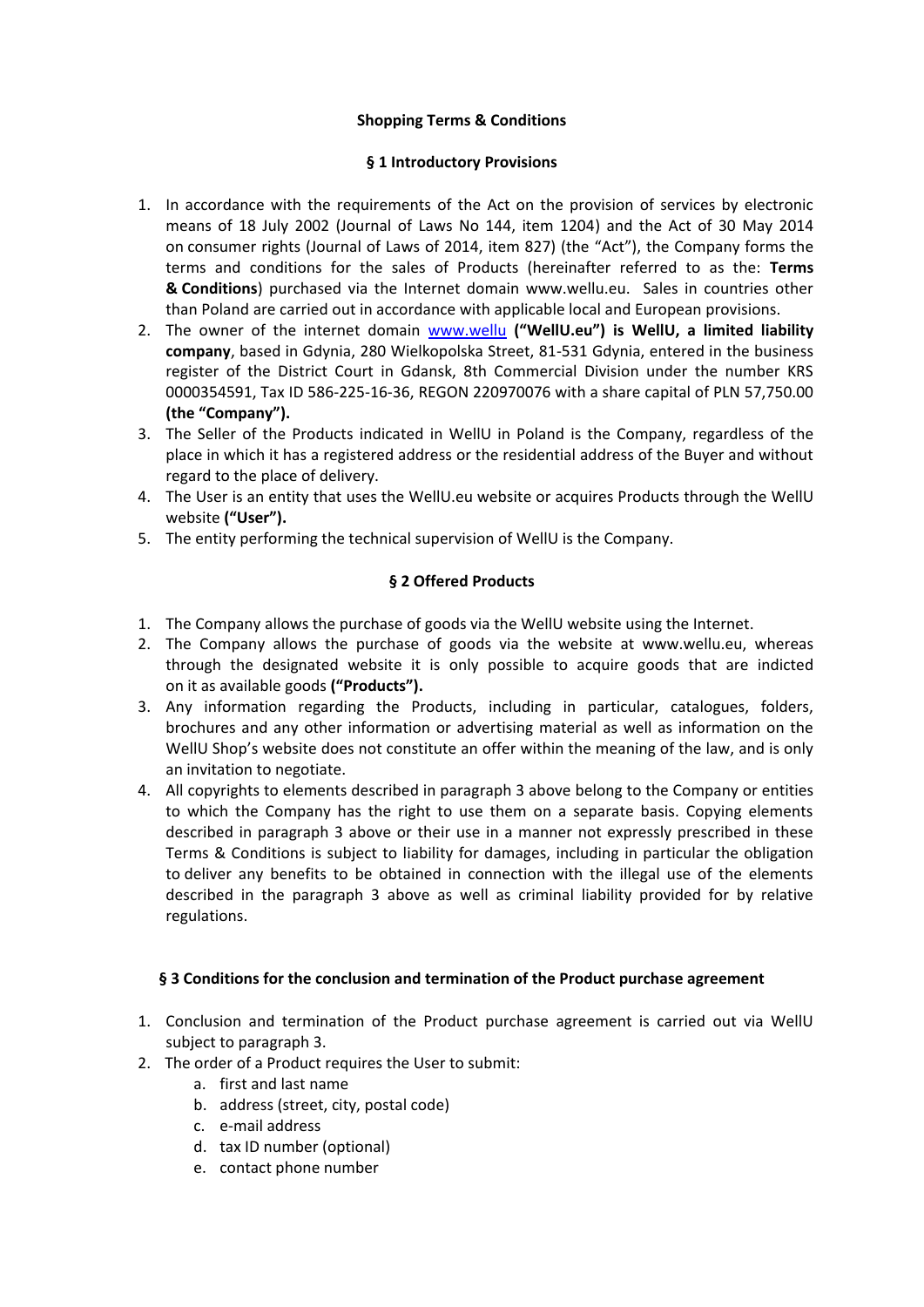**Shopping Terms & Conditions**

**§ 1 Introductory Provisions**

1. In accordance with the requirements of the Act on the provision of services by electronic means of 18 July 2002 (Journal of Laws No 144, item 1204) and the Act of 30 May 2014 on consumer rights (Journal of Laws of 2014, item 827) (the "Act"), the Company forms the terms and conditions for the sales of Products (hereinafter referred to as the: **Terms & Conditions**) purchased via the Internet domain www.wellu.eu. Sales in countries other than Poland are carried out in accordance with applicable local and European provisions.
2. The owner of the internet domain www.wellu **("WellU.eu") is WellU, a limited liability company**, based in Gdynia, 280 Wielkopolska Street, 81-531 Gdynia, entered in the business register of the District Court in Gdansk, 8th Commercial Division under the number KRS 0000354591, Tax ID 586-225-16-36, REGON 220970076 with a share capital of PLN 57,750.00 **(the "Company").**
3. The Seller of the Products indicated in WellU in Poland is the Company, regardless of the place in which it has a registered address or the residential address of the Buyer and without regard to the place of delivery.
4. The User is an entity that uses the WellU.eu website or acquires Products through the WellU website **("User").**
5. The entity performing the technical supervision of WellU is the Company.

**§ 2 Offered Products**

1. The Company allows the purchase of goods via the WellU website using the Internet.
2. The Company allows the purchase of goods via the website at www.wellu.eu, whereas through the designated website it is only possible to acquire goods that are indicted on it as available goods **("Products").**
3. Any information regarding the Products, including in particular, catalogues, folders, brochures and any other information or advertising material as well as information on the WellU Shop's website does not constitute an offer within the meaning of the law, and is only an invitation to negotiate.
4. All copyrights to elements described in paragraph 3 above belong to the Company or entities to which the Company has the right to use them on a separate basis. Copying elements described in paragraph 3 above or their use in a manner not expressly prescribed in these Terms & Conditions is subject to liability for damages, including in particular the obligation to deliver any benefits to be obtained in connection with the illegal use of the elements described in the paragraph 3 above as well as criminal liability provided for by relative regulations.

**§ 3 Conditions for the conclusion and termination of the Product purchase agreement**

1. Conclusion and termination of the Product purchase agreement is carried out via WellU subject to paragraph 3.
2. The order of a Product requires the User to submit:
   a. first and last name
   b. address (street, city, postal code)
   c. e-mail address
   d. tax ID number (optional)
   e. contact phone number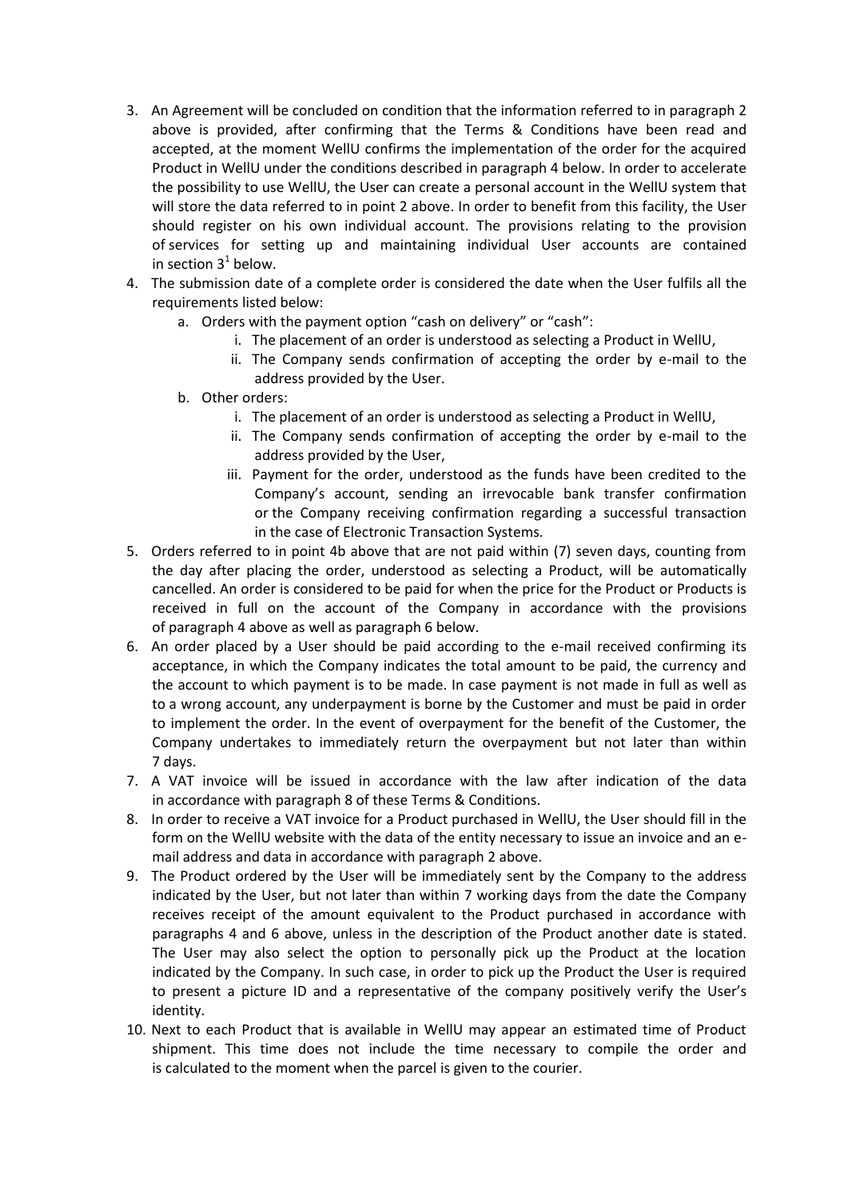3. An Agreement will be concluded on condition that the information referred to in paragraph 2 above is provided, after confirming that the Terms & Conditions have been read and accepted, at the moment WellU confirms the implementation of the order for the acquired Product in WellU under the conditions described in paragraph 4 below. In order to accelerate the possibility to use WellU, the User can create a personal account in the WellU system that will store the data referred to in point 2 above. In order to benefit from this facility, the User should register on his own individual account. The provisions relating to the provision of services for setting up and maintaining individual User accounts are contained in section 3[1] below.
4. The submission date of a complete order is considered the date when the User fulfils all the requirements listed below:
    a. Orders with the payment option "cash on delivery" or "cash":
        i. The placement of an order is understood as selecting a Product in WellU,
        ii. The Company sends confirmation of accepting the order by e-mail to the address provided by the User.
    b. Other orders:
        i. The placement of an order is understood as selecting a Product in WellU,
        ii. The Company sends confirmation of accepting the order by e-mail to the address provided by the User,
        iii. Payment for the order, understood as the funds have been credited to the Company's account, sending an irrevocable bank transfer confirmation or the Company receiving confirmation regarding a successful transaction in the case of Electronic Transaction Systems.
5. Orders referred to in point 4b above that are not paid within (7) seven days, counting from the day after placing the order, understood as selecting a Product, will be automatically cancelled. An order is considered to be paid for when the price for the Product or Products is received in full on the account of the Company in accordance with the provisions of paragraph 4 above as well as paragraph 6 below.
6. An order placed by a User should be paid according to the e-mail received confirming its acceptance, in which the Company indicates the total amount to be paid, the currency and the account to which payment is to be made. In case payment is not made in full as well as to a wrong account, any underpayment is borne by the Customer and must be paid in order to implement the order. In the event of overpayment for the benefit of the Customer, the Company undertakes to immediately return the overpayment but not later than within 7 days.
7. A VAT invoice will be issued in accordance with the law after indication of the data in accordance with paragraph 8 of these Terms & Conditions.
8. In order to receive a VAT invoice for a Product purchased in WellU, the User should fill in the form on the WellU website with the data of the entity necessary to issue an invoice and an e-mail address and data in accordance with paragraph 2 above.
9. The Product ordered by the User will be immediately sent by the Company to the address indicated by the User, but not later than within 7 working days from the date the Company receives receipt of the amount equivalent to the Product purchased in accordance with paragraphs 4 and 6 above, unless in the description of the Product another date is stated. The User may also select the option to personally pick up the Product at the location indicated by the Company. In such case, in order to pick up the Product the User is required to present a picture ID and a representative of the company positively verify the User's identity.
10. Next to each Product that is available in WellU may appear an estimated time of Product shipment. This time does not include the time necessary to compile the order and is calculated to the moment when the parcel is given to the courier.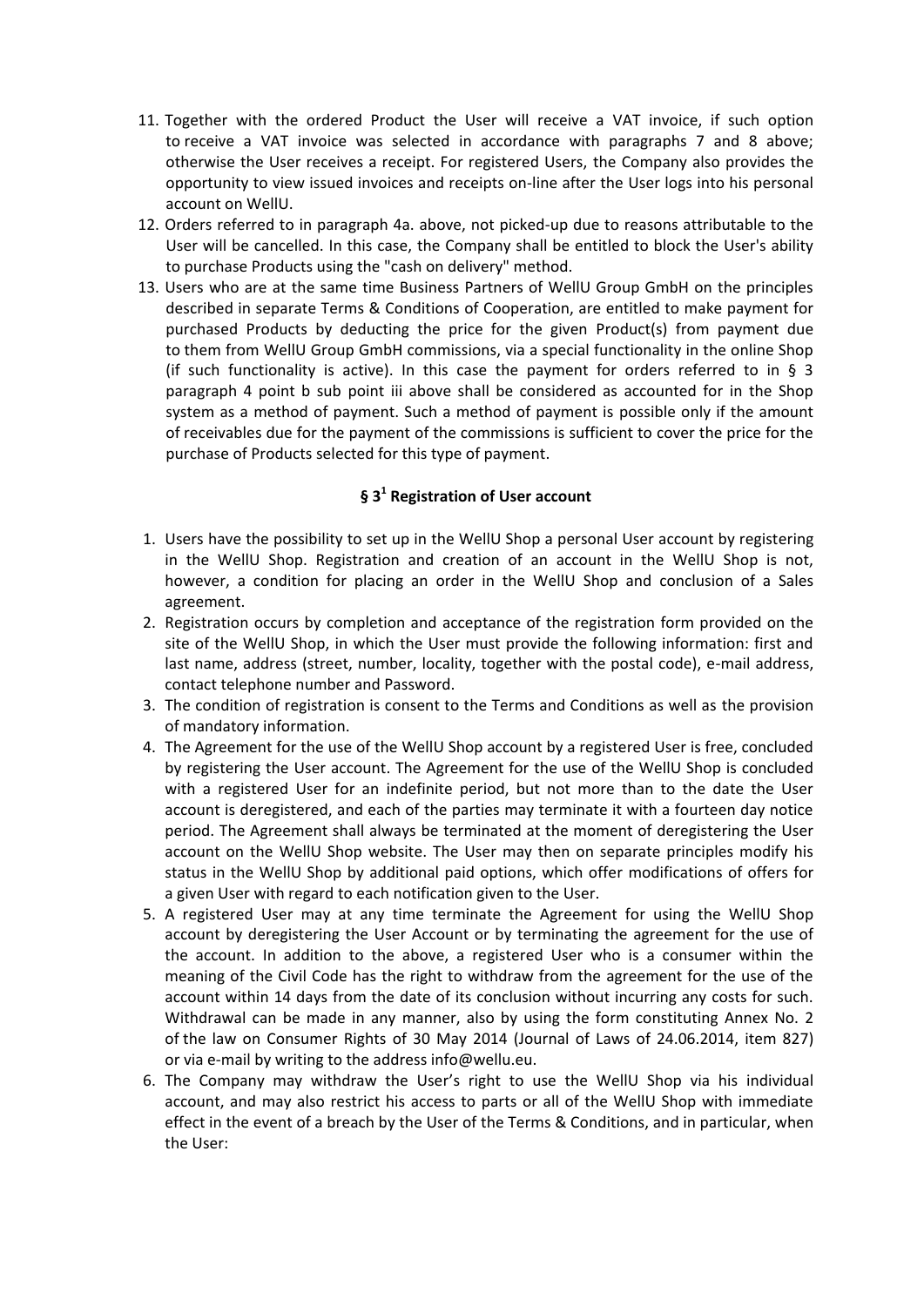11. Together with the ordered Product the User will receive a VAT invoice, if such option to receive a VAT invoice was selected in accordance with paragraphs 7 and 8 above; otherwise the User receives a receipt. For registered Users, the Company also provides the opportunity to view issued invoices and receipts on-line after the User logs into his personal account on WellU.
12. Orders referred to in paragraph 4a. above, not picked-up due to reasons attributable to the User will be cancelled. In this case, the Company shall be entitled to block the User's ability to purchase Products using the "cash on delivery" method.
13. Users who are at the same time Business Partners of WellU Group GmbH on the principles described in separate Terms & Conditions of Cooperation, are entitled to make payment for purchased Products by deducting the price for the given Product(s) from payment due to them from WellU Group GmbH commissions, via a special functionality in the online Shop (if such functionality is active). In this case the payment for orders referred to in § 3 paragraph 4 point b sub point iii above shall be considered as accounted for in the Shop system as a method of payment. Such a method of payment is possible only if the amount of receivables due for the payment of the commissions is sufficient to cover the price for the purchase of Products selected for this type of payment.

## § 3[1] Registration of User account

1. Users have the possibility to set up in the WellU Shop a personal User account by registering in the WellU Shop. Registration and creation of an account in the WellU Shop is not, however, a condition for placing an order in the WellU Shop and conclusion of a Sales agreement.
2. Registration occurs by completion and acceptance of the registration form provided on the site of the WellU Shop, in which the User must provide the following information: first and last name, address (street, number, locality, together with the postal code), e-mail address, contact telephone number and Password.
3. The condition of registration is consent to the Terms and Conditions as well as the provision of mandatory information.
4. The Agreement for the use of the WellU Shop account by a registered User is free, concluded by registering the User account. The Agreement for the use of the WellU Shop is concluded with a registered User for an indefinite period, but not more than to the date the User account is deregistered, and each of the parties may terminate it with a fourteen day notice period. The Agreement shall always be terminated at the moment of deregistering the User account on the WellU Shop website. The User may then on separate principles modify his status in the WellU Shop by additional paid options, which offer modifications of offers for a given User with regard to each notification given to the User.
5. A registered User may at any time terminate the Agreement for using the WellU Shop account by deregistering the User Account or by terminating the agreement for the use of the account. In addition to the above, a registered User who is a consumer within the meaning of the Civil Code has the right to withdraw from the agreement for the use of the account within 14 days from the date of its conclusion without incurring any costs for such. Withdrawal can be made in any manner, also by using the form constituting Annex No. 2 of the law on Consumer Rights of 30 May 2014 (Journal of Laws of 24.06.2014, item 827) or via e-mail by writing to the address info@wellu.eu.
6. The Company may withdraw the User's right to use the WellU Shop via his individual account, and may also restrict his access to parts or all of the WellU Shop with immediate effect in the event of a breach by the User of the Terms & Conditions, and in particular, when the User: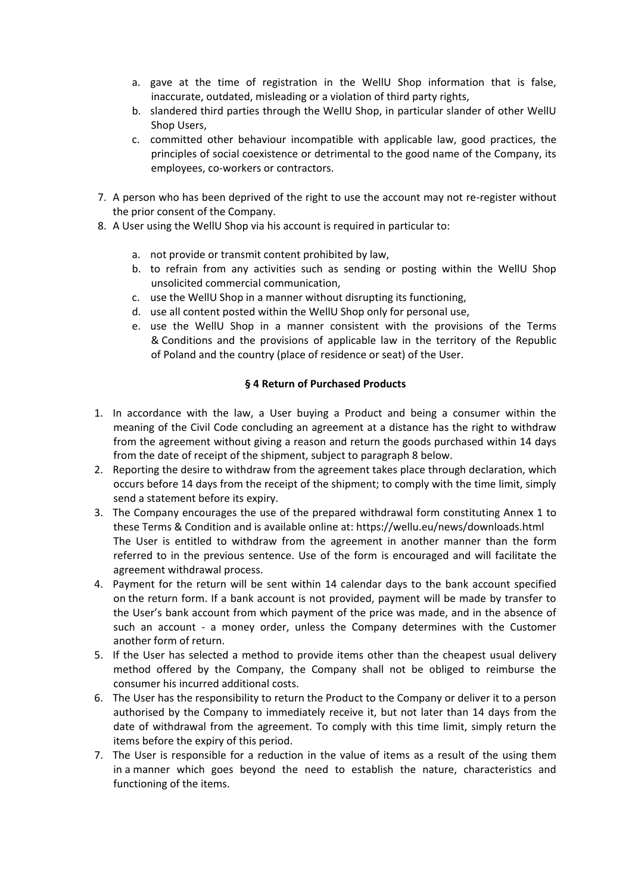a. gave at the time of registration in the WellU Shop information that is false, inaccurate, outdated, misleading or a violation of third party rights,
b. slandered third parties through the WellU Shop, in particular slander of other WellU Shop Users,
c. committed other behaviour incompatible with applicable law, good practices, the principles of social coexistence or detrimental to the good name of the Company, its employees, co-workers or contractors.

7. A person who has been deprived of the right to use the account may not re-register without the prior consent of the Company.
8. A User using the WellU Shop via his account is required in particular to:

   a. not provide or transmit content prohibited by law,
   b. to refrain from any activities such as sending or posting within the WellU Shop unsolicited commercial communication,
   c. use the WellU Shop in a manner without disrupting its functioning,
   d. use all content posted within the WellU Shop only for personal use,
   e. use the WellU Shop in a manner consistent with the provisions of the Terms & Conditions and the provisions of applicable law in the territory of the Republic of Poland and the country (place of residence or seat) of the User.

**§ 4 Return of Purchased Products**

1. In accordance with the law, a User buying a Product and being a consumer within the meaning of the Civil Code concluding an agreement at a distance has the right to withdraw from the agreement without giving a reason and return the goods purchased within 14 days from the date of receipt of the shipment, subject to paragraph 8 below.
2. Reporting the desire to withdraw from the agreement takes place through declaration, which occurs before 14 days from the receipt of the shipment; to comply with the time limit, simply send a statement before its expiry.
3. The Company encourages the use of the prepared withdrawal form constituting Annex 1 to these Terms & Condition and is available online at: https://wellu.eu/news/downloads.html
   The User is entitled to withdraw from the agreement in another manner than the form referred to in the previous sentence. Use of the form is encouraged and will facilitate the agreement withdrawal process.
4. Payment for the return will be sent within 14 calendar days to the bank account specified on the return form. If a bank account is not provided, payment will be made by transfer to the User's bank account from which payment of the price was made, and in the absence of such an account - a money order, unless the Company determines with the Customer another form of return.
5. If the User has selected a method to provide items other than the cheapest usual delivery method offered by the Company, the Company shall not be obliged to reimburse the consumer his incurred additional costs.
6. The User has the responsibility to return the Product to the Company or deliver it to a person authorised by the Company to immediately receive it, but not later than 14 days from the date of withdrawal from the agreement. To comply with this time limit, simply return the items before the expiry of this period.
7. The User is responsible for a reduction in the value of items as a result of the using them in a manner which goes beyond the need to establish the nature, characteristics and functioning of the items.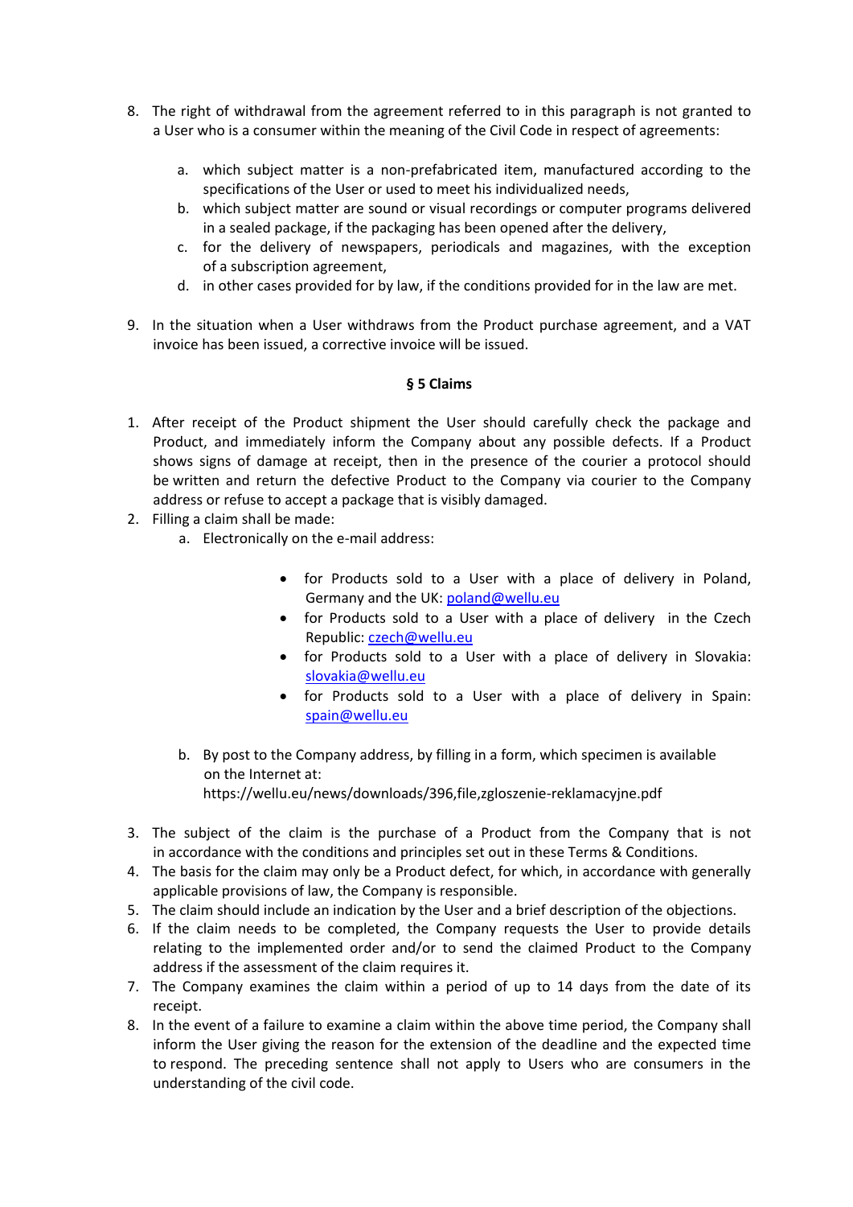8. The right of withdrawal from the agreement referred to in this paragraph is not granted to a User who is a consumer within the meaning of the Civil Code in respect of agreements:

   a. which subject matter is a non-prefabricated item, manufactured according to the specifications of the User or used to meet his individualized needs,
   b. which subject matter are sound or visual recordings or computer programs delivered in a sealed package, if the packaging has been opened after the delivery,
   c. for the delivery of newspapers, periodicals and magazines, with the exception of a subscription agreement,
   d. in other cases provided for by law, if the conditions provided for in the law are met.

9. In the situation when a User withdraws from the Product purchase agreement, and a VAT invoice has been issued, a corrective invoice will be issued.

## § 5 Claims

1. After receipt of the Product shipment the User should carefully check the package and Product, and immediately inform the Company about any possible defects. If a Product shows signs of damage at receipt, then in the presence of the courier a protocol should be written and return the defective Product to the Company via courier to the Company address or refuse to accept a package that is visibly damaged.
2. Filling a claim shall be made:
   a. Electronically on the e-mail address:
      - for Products sold to a User with a place of delivery in Poland, Germany and the UK: poland@wellu.eu
      - for Products sold to a User with a place of delivery in the Czech Republic: czech@wellu.eu
      - for Products sold to a User with a place of delivery in Slovakia: slovakia@wellu.eu
      - for Products sold to a User with a place of delivery in Spain: spain@wellu.eu
   b. By post to the Company address, by filling in a form, which specimen is available on the Internet at: https://wellu.eu/news/downloads/396,file,zgloszenie-reklamacyjne.pdf
3. The subject of the claim is the purchase of a Product from the Company that is not in accordance with the conditions and principles set out in these Terms & Conditions.
4. The basis for the claim may only be a Product defect, for which, in accordance with generally applicable provisions of law, the Company is responsible.
5. The claim should include an indication by the User and a brief description of the objections.
6. If the claim needs to be completed, the Company requests the User to provide details relating to the implemented order and/or to send the claimed Product to the Company address if the assessment of the claim requires it.
7. The Company examines the claim within a period of up to 14 days from the date of its receipt.
8. In the event of a failure to examine a claim within the above time period, the Company shall inform the User giving the reason for the extension of the deadline and the expected time to respond. The preceding sentence shall not apply to Users who are consumers in the understanding of the civil code.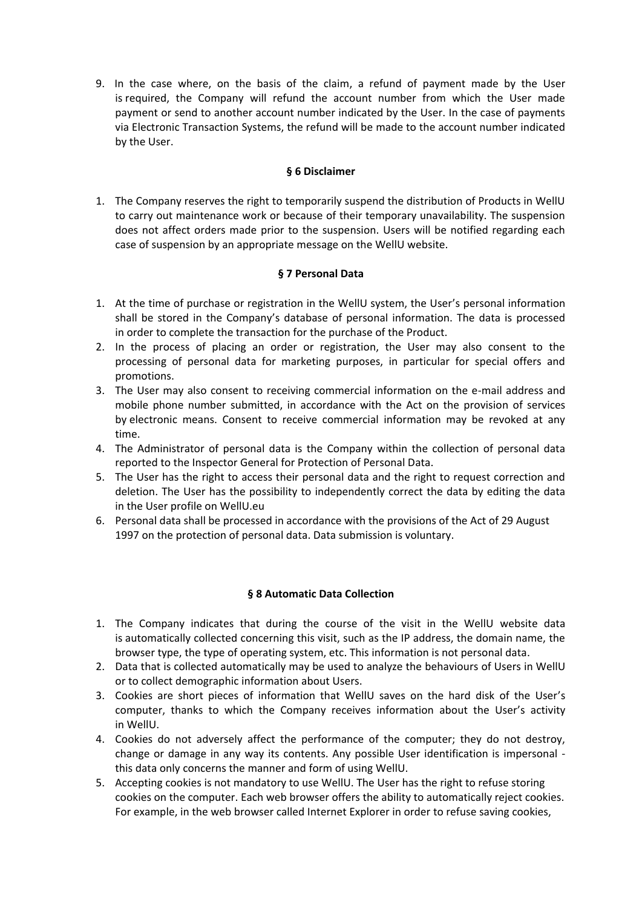9. In the case where, on the basis of the claim, a refund of payment made by the User is required, the Company will refund the account number from which the User made payment or send to another account number indicated by the User. In the case of payments via Electronic Transaction Systems, the refund will be made to the account number indicated by the User.

## § 6 Disclaimer

1. The Company reserves the right to temporarily suspend the distribution of Products in WellU to carry out maintenance work or because of their temporary unavailability. The suspension does not affect orders made prior to the suspension. Users will be notified regarding each case of suspension by an appropriate message on the WellU website.

## § 7 Personal Data

1. At the time of purchase or registration in the WellU system, the User's personal information shall be stored in the Company's database of personal information. The data is processed in order to complete the transaction for the purchase of the Product.
2. In the process of placing an order or registration, the User may also consent to the processing of personal data for marketing purposes, in particular for special offers and promotions.
3. The User may also consent to receiving commercial information on the e-mail address and mobile phone number submitted, in accordance with the Act on the provision of services by electronic means. Consent to receive commercial information may be revoked at any time.
4. The Administrator of personal data is the Company within the collection of personal data reported to the Inspector General for Protection of Personal Data.
5. The User has the right to access their personal data and the right to request correction and deletion. The User has the possibility to independently correct the data by editing the data in the User profile on WellU.eu
6. Personal data shall be processed in accordance with the provisions of the Act of 29 August 1997 on the protection of personal data. Data submission is voluntary.

## § 8 Automatic Data Collection

1. The Company indicates that during the course of the visit in the WellU website data is automatically collected concerning this visit, such as the IP address, the domain name, the browser type, the type of operating system, etc. This information is not personal data.
2. Data that is collected automatically may be used to analyze the behaviours of Users in WellU or to collect demographic information about Users.
3. Cookies are short pieces of information that WellU saves on the hard disk of the User's computer, thanks to which the Company receives information about the User's activity in WellU.
4. Cookies do not adversely affect the performance of the computer; they do not destroy, change or damage in any way its contents. Any possible User identification is impersonal - this data only concerns the manner and form of using WellU.
5. Accepting cookies is not mandatory to use WellU. The User has the right to refuse storing cookies on the computer. Each web browser offers the ability to automatically reject cookies. For example, in the web browser called Internet Explorer in order to refuse saving cookies,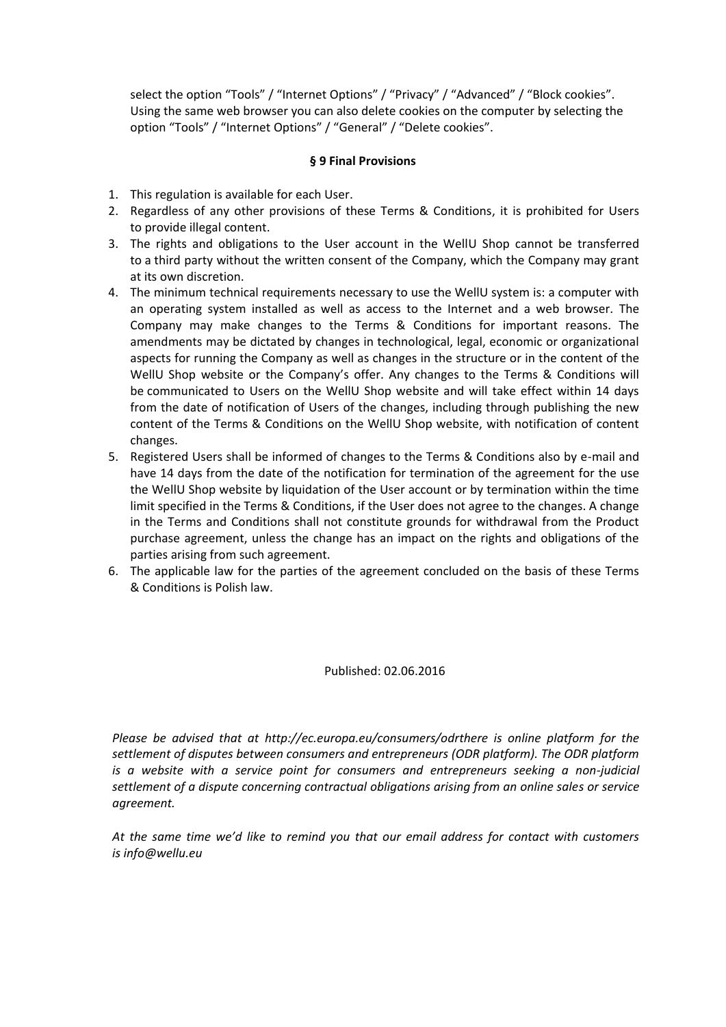select the option "Tools" / "Internet Options" / "Privacy" / "Advanced" / "Block cookies". Using the same web browser you can also delete cookies on the computer by selecting the option "Tools" / "Internet Options" / "General" / "Delete cookies".

## § 9 Final Provisions

1. This regulation is available for each User.
2. Regardless of any other provisions of these Terms & Conditions, it is prohibited for Users to provide illegal content.
3. The rights and obligations to the User account in the WellU Shop cannot be transferred to a third party without the written consent of the Company, which the Company may grant at its own discretion.
4. The minimum technical requirements necessary to use the WellU system is: a computer with an operating system installed as well as access to the Internet and a web browser. The Company may make changes to the Terms & Conditions for important reasons. The amendments may be dictated by changes in technological, legal, economic or organizational aspects for running the Company as well as changes in the structure or in the content of the WellU Shop website or the Company's offer. Any changes to the Terms & Conditions will be communicated to Users on the WellU Shop website and will take effect within 14 days from the date of notification of Users of the changes, including through publishing the new content of the Terms & Conditions on the WellU Shop website, with notification of content changes.
5. Registered Users shall be informed of changes to the Terms & Conditions also by e-mail and have 14 days from the date of the notification for termination of the agreement for the use the WellU Shop website by liquidation of the User account or by termination within the time limit specified in the Terms & Conditions, if the User does not agree to the changes. A change in the Terms and Conditions shall not constitute grounds for withdrawal from the Product purchase agreement, unless the change has an impact on the rights and obligations of the parties arising from such agreement.
6. The applicable law for the parties of the agreement concluded on the basis of these Terms & Conditions is Polish law.

Published: 02.06.2016

*Please be advised that at http://ec.europa.eu/consumers/odrthere is online platform for the settlement of disputes between consumers and entrepreneurs (ODR platform). The ODR platform is a website with a service point for consumers and entrepreneurs seeking a non-judicial settlement of a dispute concerning contractual obligations arising from an online sales or service agreement.*

*At the same time we'd like to remind you that our email address for contact with customers is info@wellu.eu*